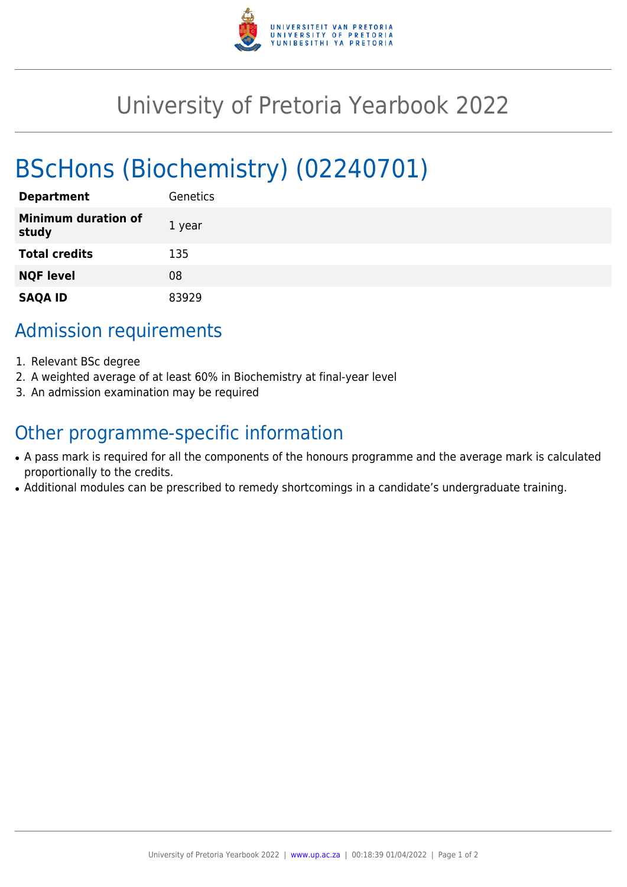# University of Pretoria Yearbook 2022

## BScHons (Biochemistry) (02240701)

| | |
|---|---|
| **Department** | Genetics |
| **Minimum duration of study** | 1 year |
| **Total credits** | 135 |
| **NQF level** | 08 |
| **SAQA ID** | 83929 |

## Admission requirements

1. Relevant BSc degree
2. A weighted average of at least 60% in Biochemistry at final-year level
3. An admission examination may be required

## Other programme-specific information

- A pass mark is required for all the components of the honours programme and the average mark is calculated proportionally to the credits.
- Additional modules can be prescribed to remedy shortcomings in a candidate's undergraduate training.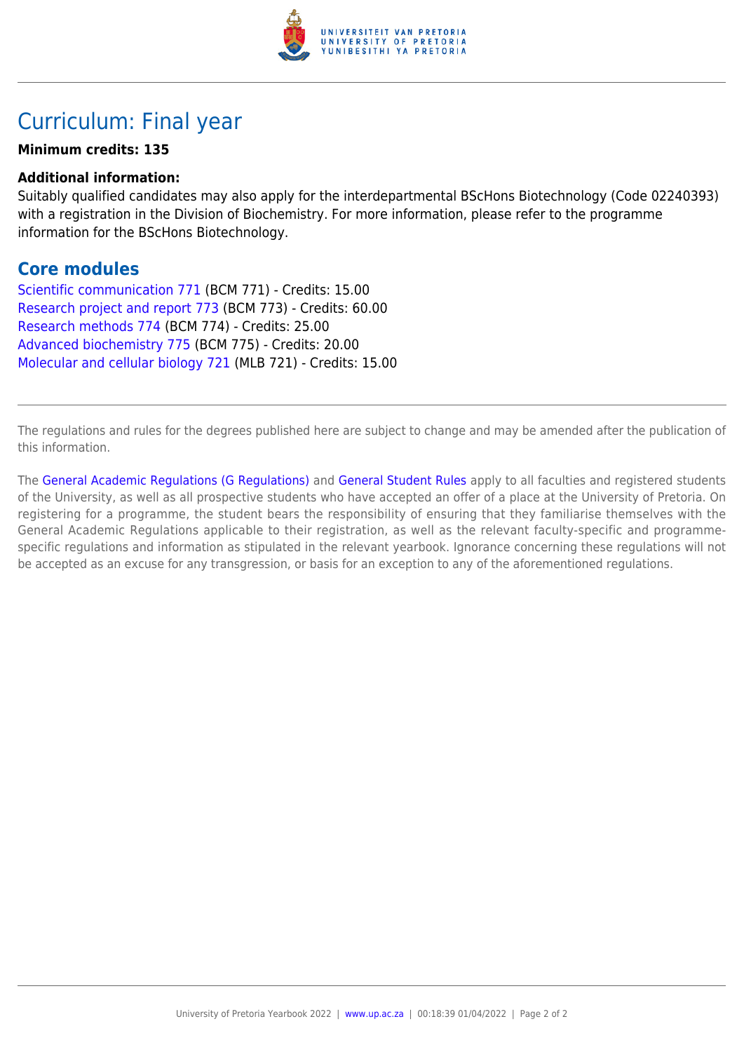# Curriculum: Final year

**Minimum credits: 135**

**Additional information:**

Suitably qualified candidates may also apply for the interdepartmental BScHons Biotechnology (Code 02240393) with a registration in the Division of Biochemistry. For more information, please refer to the programme information for the BScHons Biotechnology.

## Core modules

Scientific communication 771 (BCM 771) - Credits: 15.00
Research project and report 773 (BCM 773) - Credits: 60.00
Research methods 774 (BCM 774) - Credits: 25.00
Advanced biochemistry 775 (BCM 775) - Credits: 20.00
Molecular and cellular biology 721 (MLB 721) - Credits: 15.00

---

The regulations and rules for the degrees published here are subject to change and may be amended after the publication of this information.

The General Academic Regulations (G Regulations) and General Student Rules apply to all faculties and registered students of the University, as well as all prospective students who have accepted an offer of a place at the University of Pretoria. On registering for a programme, the student bears the responsibility of ensuring that they familiarise themselves with the General Academic Regulations applicable to their registration, as well as the relevant faculty-specific and programme-specific regulations and information as stipulated in the relevant yearbook. Ignorance concerning these regulations will not be accepted as an excuse for any transgression, or basis for an exception to any of the aforementioned regulations.